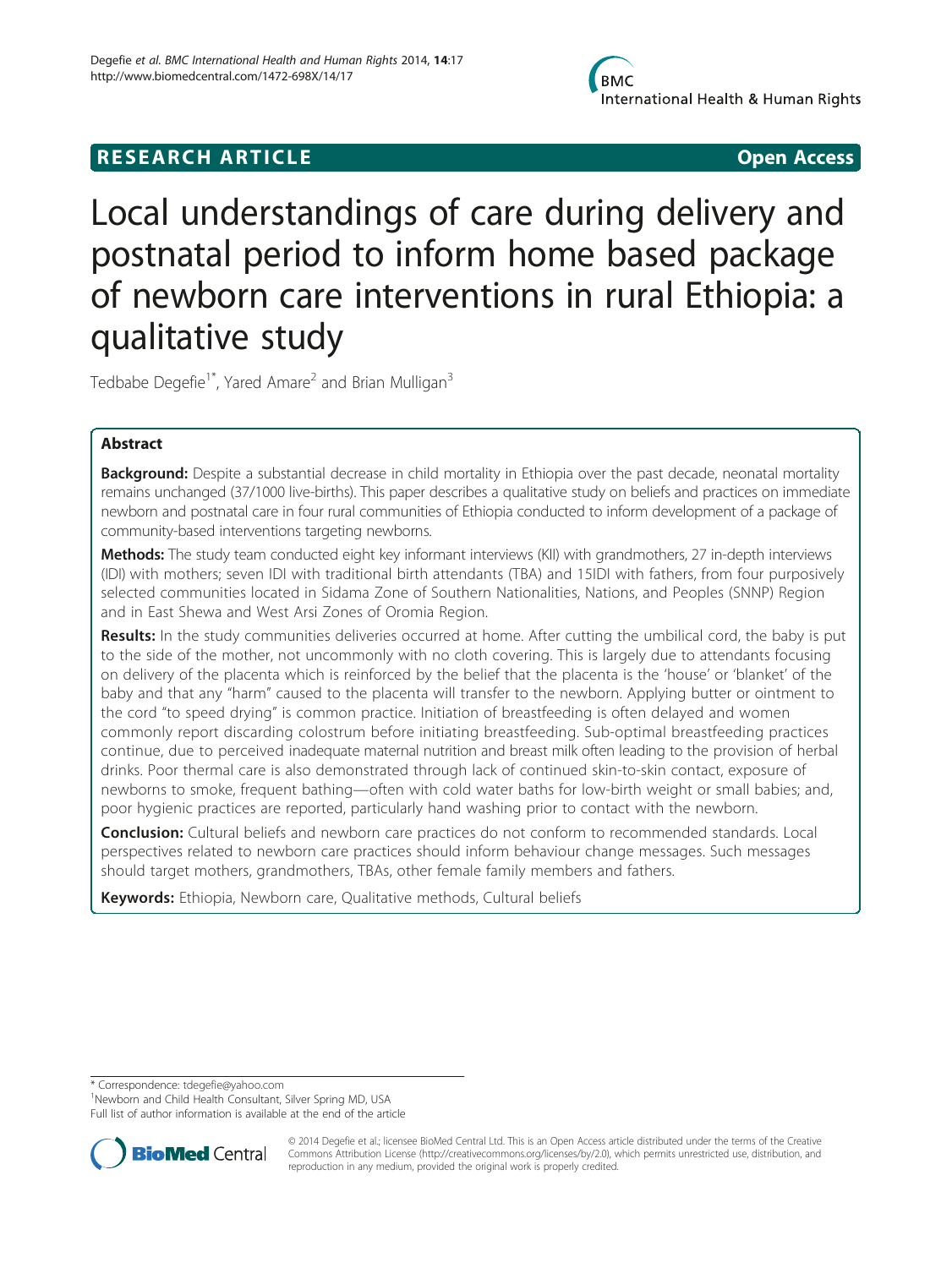RESEARCH ARTICLE **Open Access**

# Local understandings of care during delivery and postnatal period to inform home based package of newborn care interventions in rural Ethiopia: a qualitative study

Tedbabe Degefie[1*], Yared Amare[2] and Brian Mulligan[3]

## Abstract

**Background:** Despite a substantial decrease in child mortality in Ethiopia over the past decade, neonatal mortality remains unchanged (37/1000 live-births). This paper describes a qualitative study on beliefs and practices on immediate newborn and postnatal care in four rural communities of Ethiopia conducted to inform development of a package of community-based interventions targeting newborns.

**Methods:** The study team conducted eight key informant interviews (KII) with grandmothers, 27 in-depth interviews (IDI) with mothers; seven IDI with traditional birth attendants (TBA) and 15IDI with fathers, from four purposively selected communities located in Sidama Zone of Southern Nationalities, Nations, and Peoples (SNNP) Region and in East Shewa and West Arsi Zones of Oromia Region.

**Results:** In the study communities deliveries occurred at home. After cutting the umbilical cord, the baby is put to the side of the mother, not uncommonly with no cloth covering. This is largely due to attendants focusing on delivery of the placenta which is reinforced by the belief that the placenta is the 'house' or 'blanket' of the baby and that any "harm" caused to the placenta will transfer to the newborn. Applying butter or ointment to the cord "to speed drying" is common practice. Initiation of breastfeeding is often delayed and women commonly report discarding colostrum before initiating breastfeeding. Sub-optimal breastfeeding practices continue, due to perceived inadequate maternal nutrition and breast milk often leading to the provision of herbal drinks. Poor thermal care is also demonstrated through lack of continued skin-to-skin contact, exposure of newborns to smoke, frequent bathing—often with cold water baths for low-birth weight or small babies; and, poor hygienic practices are reported, particularly hand washing prior to contact with the newborn.

**Conclusion:** Cultural beliefs and newborn care practices do not conform to recommended standards. Local perspectives related to newborn care practices should inform behaviour change messages. Such messages should target mothers, grandmothers, TBAs, other female family members and fathers.

**Keywords:** Ethiopia, Newborn care, Qualitative methods, Cultural beliefs

---

\* Correspondence: tdegefie@yahoo.com
[1]Newborn and Child Health Consultant, Silver Spring MD, USA
Full list of author information is available at the end of the article

© 2014 Degefie et al.; licensee BioMed Central Ltd. This is an Open Access article distributed under the terms of the Creative Commons Attribution License (http://creativecommons.org/licenses/by/2.0), which permits unrestricted use, distribution, and reproduction in any medium, provided the original work is properly credited.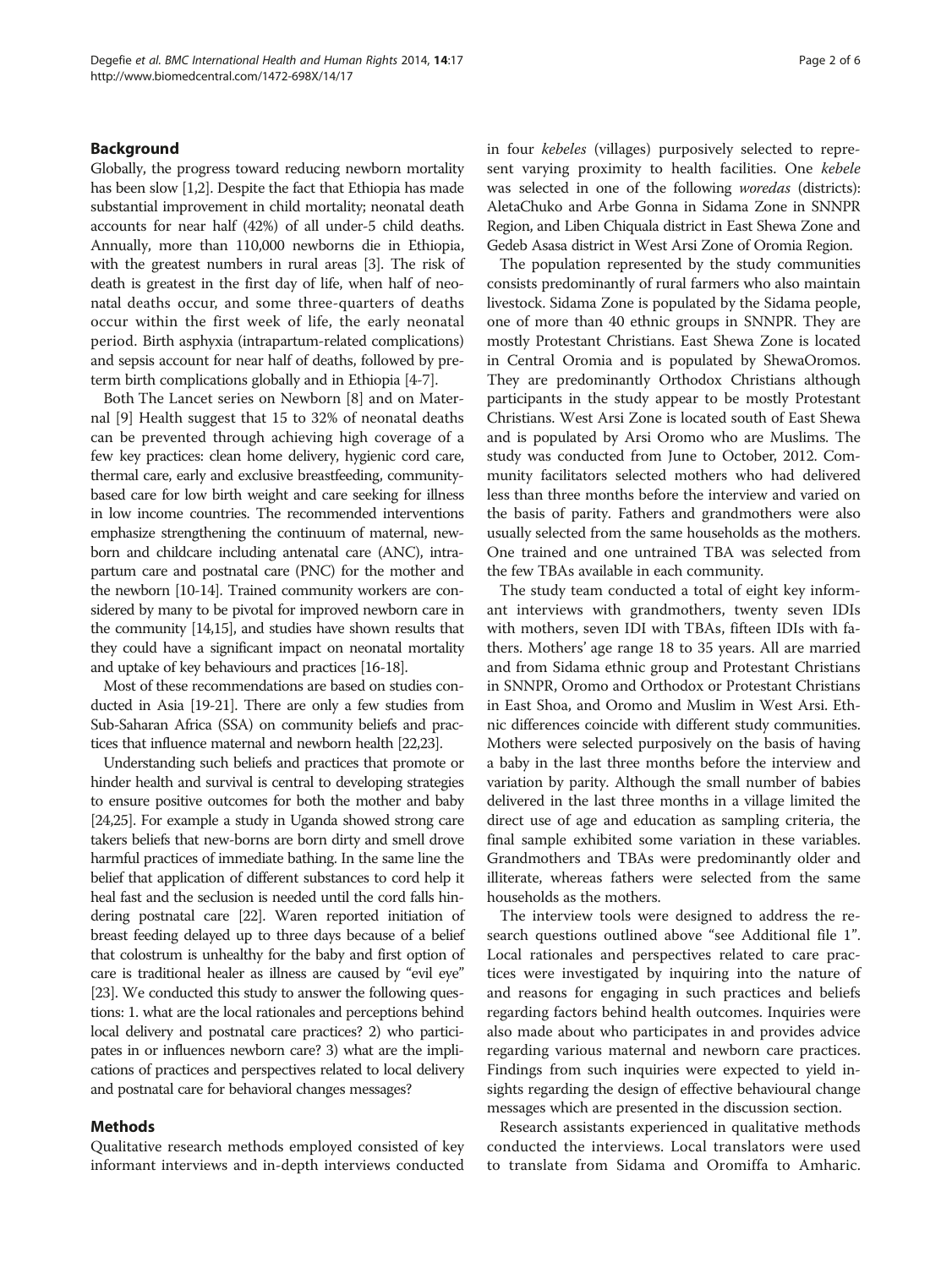## Background

Globally, the progress toward reducing newborn mortality has been slow [1,2]. Despite the fact that Ethiopia has made substantial improvement in child mortality; neonatal death accounts for near half (42%) of all under-5 child deaths. Annually, more than 110,000 newborns die in Ethiopia, with the greatest numbers in rural areas [3]. The risk of death is greatest in the first day of life, when half of neonatal deaths occur, and some three-quarters of deaths occur within the first week of life, the early neonatal period. Birth asphyxia (intrapartum-related complications) and sepsis account for near half of deaths, followed by preterm birth complications globally and in Ethiopia [4-7].

Both The Lancet series on Newborn [8] and on Maternal [9] Health suggest that 15 to 32% of neonatal deaths can be prevented through achieving high coverage of a few key practices: clean home delivery, hygienic cord care, thermal care, early and exclusive breastfeeding, community-based care for low birth weight and care seeking for illness in low income countries. The recommended interventions emphasize strengthening the continuum of maternal, newborn and childcare including antenatal care (ANC), intrapartum care and postnatal care (PNC) for the mother and the newborn [10-14]. Trained community workers are considered by many to be pivotal for improved newborn care in the community [14,15], and studies have shown results that they could have a significant impact on neonatal mortality and uptake of key behaviours and practices [16-18].

Most of these recommendations are based on studies conducted in Asia [19-21]. There are only a few studies from Sub-Saharan Africa (SSA) on community beliefs and practices that influence maternal and newborn health [22,23].

Understanding such beliefs and practices that promote or hinder health and survival is central to developing strategies to ensure positive outcomes for both the mother and baby [24,25]. For example a study in Uganda showed strong care takers beliefs that new-borns are born dirty and smell drove harmful practices of immediate bathing. In the same line the belief that application of different substances to cord help it heal fast and the seclusion is needed until the cord falls hindering postnatal care [22]. Waren reported initiation of breast feeding delayed up to three days because of a belief that colostrum is unhealthy for the baby and first option of care is traditional healer as illness are caused by "evil eye" [23]. We conducted this study to answer the following questions: 1. what are the local rationales and perceptions behind local delivery and postnatal care practices? 2) who participates in or influences newborn care? 3) what are the implications of practices and perspectives related to local delivery and postnatal care for behavioral changes messages?

## Methods

Qualitative research methods employed consisted of key informant interviews and in-depth interviews conducted in four *kebeles* (villages) purposively selected to represent varying proximity to health facilities. One *kebele* was selected in one of the following *woredas* (districts): AletaChuko and Arbe Gonna in Sidama Zone in SNNPR Region, and Liben Chiquala district in East Shewa Zone and Gedeb Asasa district in West Arsi Zone of Oromia Region.

The population represented by the study communities consists predominantly of rural farmers who also maintain livestock. Sidama Zone is populated by the Sidama people, one of more than 40 ethnic groups in SNNPR. They are mostly Protestant Christians. East Shewa Zone is located in Central Oromia and is populated by ShewaOromos. They are predominantly Orthodox Christians although participants in the study appear to be mostly Protestant Christians. West Arsi Zone is located south of East Shewa and is populated by Arsi Oromo who are Muslims. The study was conducted from June to October, 2012. Community facilitators selected mothers who had delivered less than three months before the interview and varied on the basis of parity. Fathers and grandmothers were also usually selected from the same households as the mothers. One trained and one untrained TBA was selected from the few TBAs available in each community.

The study team conducted a total of eight key informant interviews with grandmothers, twenty seven IDIs with mothers, seven IDI with TBAs, fifteen IDIs with fathers. Mothers' age range 18 to 35 years. All are married and from Sidama ethnic group and Protestant Christians in SNNPR, Oromo and Orthodox or Protestant Christians in East Shoa, and Oromo and Muslim in West Arsi. Ethnic differences coincide with different study communities. Mothers were selected purposively on the basis of having a baby in the last three months before the interview and variation by parity. Although the small number of babies delivered in the last three months in a village limited the direct use of age and education as sampling criteria, the final sample exhibited some variation in these variables. Grandmothers and TBAs were predominantly older and illiterate, whereas fathers were selected from the same households as the mothers.

The interview tools were designed to address the research questions outlined above "see Additional file 1". Local rationales and perspectives related to care practices were investigated by inquiring into the nature of and reasons for engaging in such practices and beliefs regarding factors behind health outcomes. Inquiries were also made about who participates in and provides advice regarding various maternal and newborn care practices. Findings from such inquiries were expected to yield insights regarding the design of effective behavioural change messages which are presented in the discussion section.

Research assistants experienced in qualitative methods conducted the interviews. Local translators were used to translate from Sidama and Oromiffa to Amharic.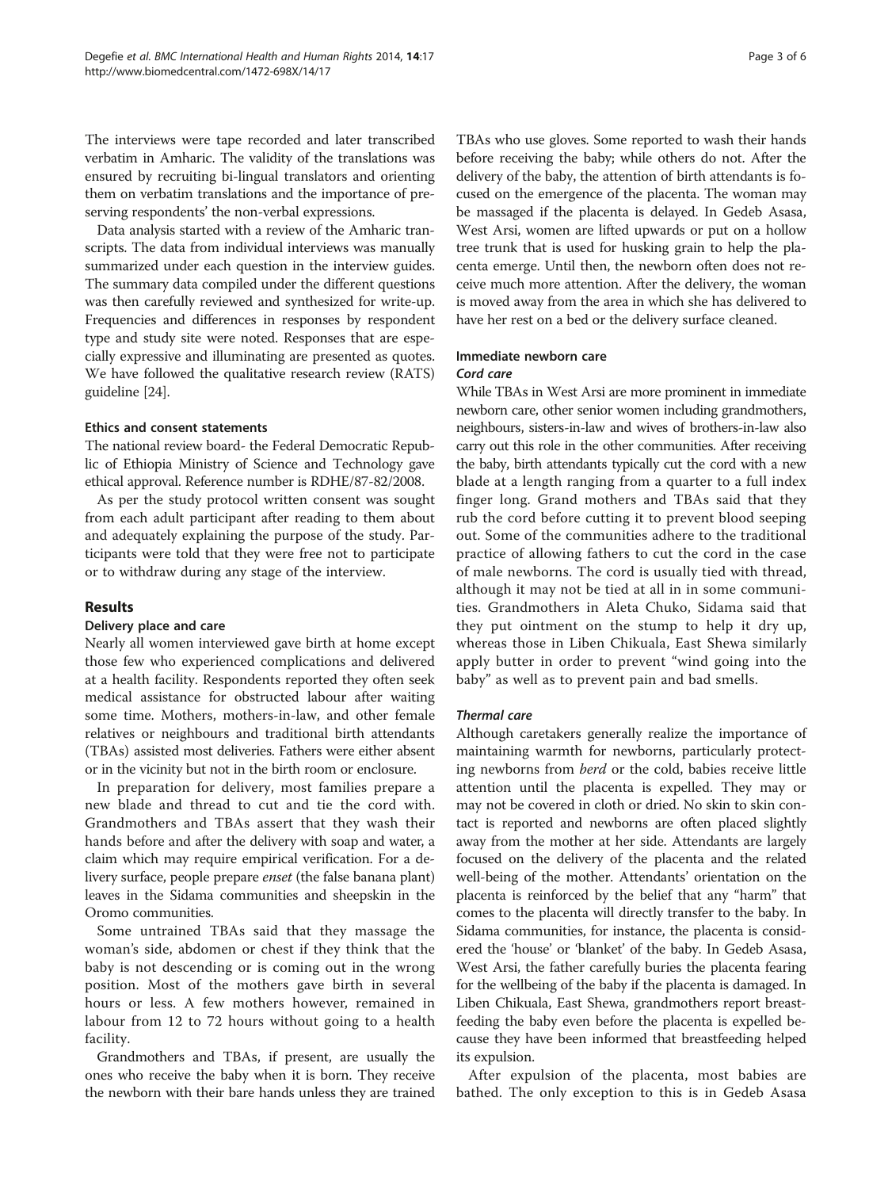The interviews were tape recorded and later transcribed verbatim in Amharic. The validity of the translations was ensured by recruiting bi-lingual translators and orienting them on verbatim translations and the importance of preserving respondents' the non-verbal expressions.

Data analysis started with a review of the Amharic transcripts. The data from individual interviews was manually summarized under each question in the interview guides. The summary data compiled under the different questions was then carefully reviewed and synthesized for write-up. Frequencies and differences in responses by respondent type and study site were noted. Responses that are especially expressive and illuminating are presented as quotes. We have followed the qualitative research review (RATS) guideline [24].

### Ethics and consent statements

The national review board- the Federal Democratic Republic of Ethiopia Ministry of Science and Technology gave ethical approval. Reference number is RDHE/87-82/2008.

As per the study protocol written consent was sought from each adult participant after reading to them about and adequately explaining the purpose of the study. Participants were told that they were free not to participate or to withdraw during any stage of the interview.

## Results

### Delivery place and care

Nearly all women interviewed gave birth at home except those few who experienced complications and delivered at a health facility. Respondents reported they often seek medical assistance for obstructed labour after waiting some time. Mothers, mothers-in-law, and other female relatives or neighbours and traditional birth attendants (TBAs) assisted most deliveries. Fathers were either absent or in the vicinity but not in the birth room or enclosure.

In preparation for delivery, most families prepare a new blade and thread to cut and tie the cord with. Grandmothers and TBAs assert that they wash their hands before and after the delivery with soap and water, a claim which may require empirical verification. For a delivery surface, people prepare *enset* (the false banana plant) leaves in the Sidama communities and sheepskin in the Oromo communities.

Some untrained TBAs said that they massage the woman's side, abdomen or chest if they think that the baby is not descending or is coming out in the wrong position. Most of the mothers gave birth in several hours or less. A few mothers however, remained in labour from 12 to 72 hours without going to a health facility.

Grandmothers and TBAs, if present, are usually the ones who receive the baby when it is born. They receive the newborn with their bare hands unless they are trained TBAs who use gloves. Some reported to wash their hands before receiving the baby; while others do not. After the delivery of the baby, the attention of birth attendants is focused on the emergence of the placenta. The woman may be massaged if the placenta is delayed. In Gedeb Asasa, West Arsi, women are lifted upwards or put on a hollow tree trunk that is used for husking grain to help the placenta emerge. Until then, the newborn often does not receive much more attention. After the delivery, the woman is moved away from the area in which she has delivered to have her rest on a bed or the delivery surface cleaned.

### Immediate newborn care

#### *Cord care*

While TBAs in West Arsi are more prominent in immediate newborn care, other senior women including grandmothers, neighbours, sisters-in-law and wives of brothers-in-law also carry out this role in the other communities. After receiving the baby, birth attendants typically cut the cord with a new blade at a length ranging from a quarter to a full index finger long. Grand mothers and TBAs said that they rub the cord before cutting it to prevent blood seeping out. Some of the communities adhere to the traditional practice of allowing fathers to cut the cord in the case of male newborns. The cord is usually tied with thread, although it may not be tied at all in in some communities. Grandmothers in Aleta Chuko, Sidama said that they put ointment on the stump to help it dry up, whereas those in Liben Chikuala, East Shewa similarly apply butter in order to prevent "wind going into the baby" as well as to prevent pain and bad smells.

#### *Thermal care*

Although caretakers generally realize the importance of maintaining warmth for newborns, particularly protecting newborns from *berd* or the cold, babies receive little attention until the placenta is expelled. They may or may not be covered in cloth or dried. No skin to skin contact is reported and newborns are often placed slightly away from the mother at her side. Attendants are largely focused on the delivery of the placenta and the related well-being of the mother. Attendants' orientation on the placenta is reinforced by the belief that any "harm" that comes to the placenta will directly transfer to the baby. In Sidama communities, for instance, the placenta is considered the 'house' or 'blanket' of the baby. In Gedeb Asasa, West Arsi, the father carefully buries the placenta fearing for the wellbeing of the baby if the placenta is damaged. In Liben Chikuala, East Shewa, grandmothers report breastfeeding the baby even before the placenta is expelled because they have been informed that breastfeeding helped its expulsion.

After expulsion of the placenta, most babies are bathed. The only exception to this is in Gedeb Asasa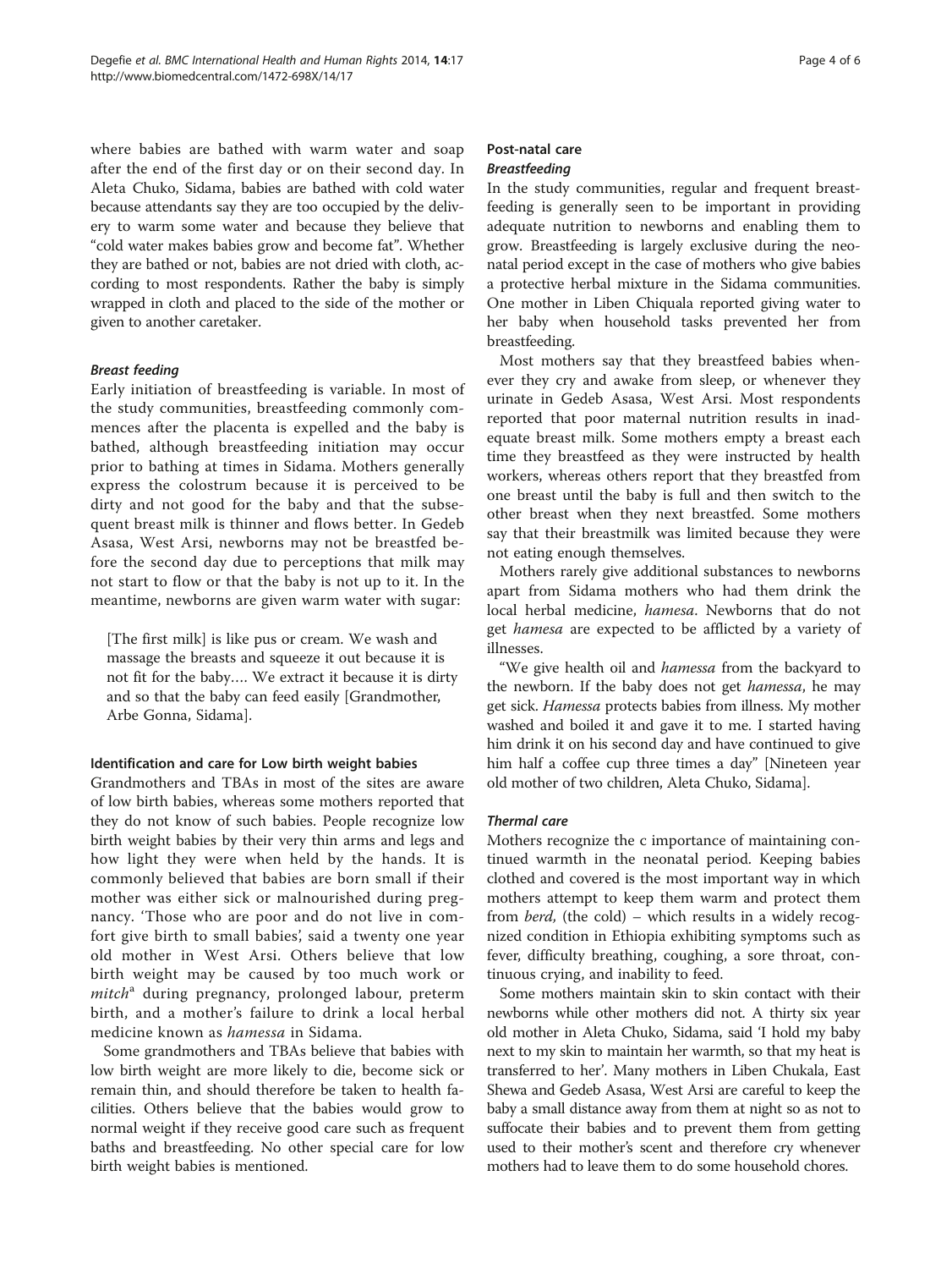where babies are bathed with warm water and soap after the end of the first day or on their second day. In Aleta Chuko, Sidama, babies are bathed with cold water because attendants say they are too occupied by the delivery to warm some water and because they believe that "cold water makes babies grow and become fat". Whether they are bathed or not, babies are not dried with cloth, according to most respondents. Rather the baby is simply wrapped in cloth and placed to the side of the mother or given to another caretaker.

#### *Breast feeding*

Early initiation of breastfeeding is variable. In most of the study communities, breastfeeding commonly commences after the placenta is expelled and the baby is bathed, although breastfeeding initiation may occur prior to bathing at times in Sidama. Mothers generally express the colostrum because it is perceived to be dirty and not good for the baby and that the subsequent breast milk is thinner and flows better. In Gedeb Asasa, West Arsi, newborns may not be breastfed before the second day due to perceptions that milk may not start to flow or that the baby is not up to it. In the meantime, newborns are given warm water with sugar:

> [The first milk] is like pus or cream. We wash and massage the breasts and squeeze it out because it is not fit for the baby…. We extract it because it is dirty and so that the baby can feed easily [Grandmother, Arbe Gonna, Sidama].

### Identification and care for Low birth weight babies

Grandmothers and TBAs in most of the sites are aware of low birth babies, whereas some mothers reported that they do not know of such babies. People recognize low birth weight babies by their very thin arms and legs and how light they were when held by the hands. It is commonly believed that babies are born small if their mother was either sick or malnourished during pregnancy. 'Those who are poor and do not live in comfort give birth to small babies', said a twenty one year old mother in West Arsi. Others believe that low birth weight may be caused by too much work or *mitch*[a] during pregnancy, prolonged labour, preterm birth, and a mother's failure to drink a local herbal medicine known as *hamessa* in Sidama.

Some grandmothers and TBAs believe that babies with low birth weight are more likely to die, become sick or remain thin, and should therefore be taken to health facilities. Others believe that the babies would grow to normal weight if they receive good care such as frequent baths and breastfeeding. No other special care for low birth weight babies is mentioned.

### Post-natal care

#### *Breastfeeding*

In the study communities, regular and frequent breastfeeding is generally seen to be important in providing adequate nutrition to newborns and enabling them to grow. Breastfeeding is largely exclusive during the neonatal period except in the case of mothers who give babies a protective herbal mixture in the Sidama communities. One mother in Liben Chiquala reported giving water to her baby when household tasks prevented her from breastfeeding.

Most mothers say that they breastfeed babies whenever they cry and awake from sleep, or whenever they urinate in Gedeb Asasa, West Arsi. Most respondents reported that poor maternal nutrition results in inadequate breast milk. Some mothers empty a breast each time they breastfeed as they were instructed by health workers, whereas others report that they breastfed from one breast until the baby is full and then switch to the other breast when they next breastfed. Some mothers say that their breastmilk was limited because they were not eating enough themselves.

Mothers rarely give additional substances to newborns apart from Sidama mothers who had them drink the local herbal medicine, *hamesa*. Newborns that do not get *hamesa* are expected to be afflicted by a variety of illnesses.

"We give health oil and *hamessa* from the backyard to the newborn. If the baby does not get *hamessa*, he may get sick. *Hamessa* protects babies from illness. My mother washed and boiled it and gave it to me. I started having him drink it on his second day and have continued to give him half a coffee cup three times a day" [Nineteen year old mother of two children, Aleta Chuko, Sidama].

#### *Thermal care*

Mothers recognize the c importance of maintaining continued warmth in the neonatal period. Keeping babies clothed and covered is the most important way in which mothers attempt to keep them warm and protect them from *berd,* (the cold) – which results in a widely recognized condition in Ethiopia exhibiting symptoms such as fever, difficulty breathing, coughing, a sore throat, continuous crying, and inability to feed.

Some mothers maintain skin to skin contact with their newborns while other mothers did not. A thirty six year old mother in Aleta Chuko, Sidama, said 'I hold my baby next to my skin to maintain her warmth, so that my heat is transferred to her'. Many mothers in Liben Chukala, East Shewa and Gedeb Asasa, West Arsi are careful to keep the baby a small distance away from them at night so as not to suffocate their babies and to prevent them from getting used to their mother's scent and therefore cry whenever mothers had to leave them to do some household chores.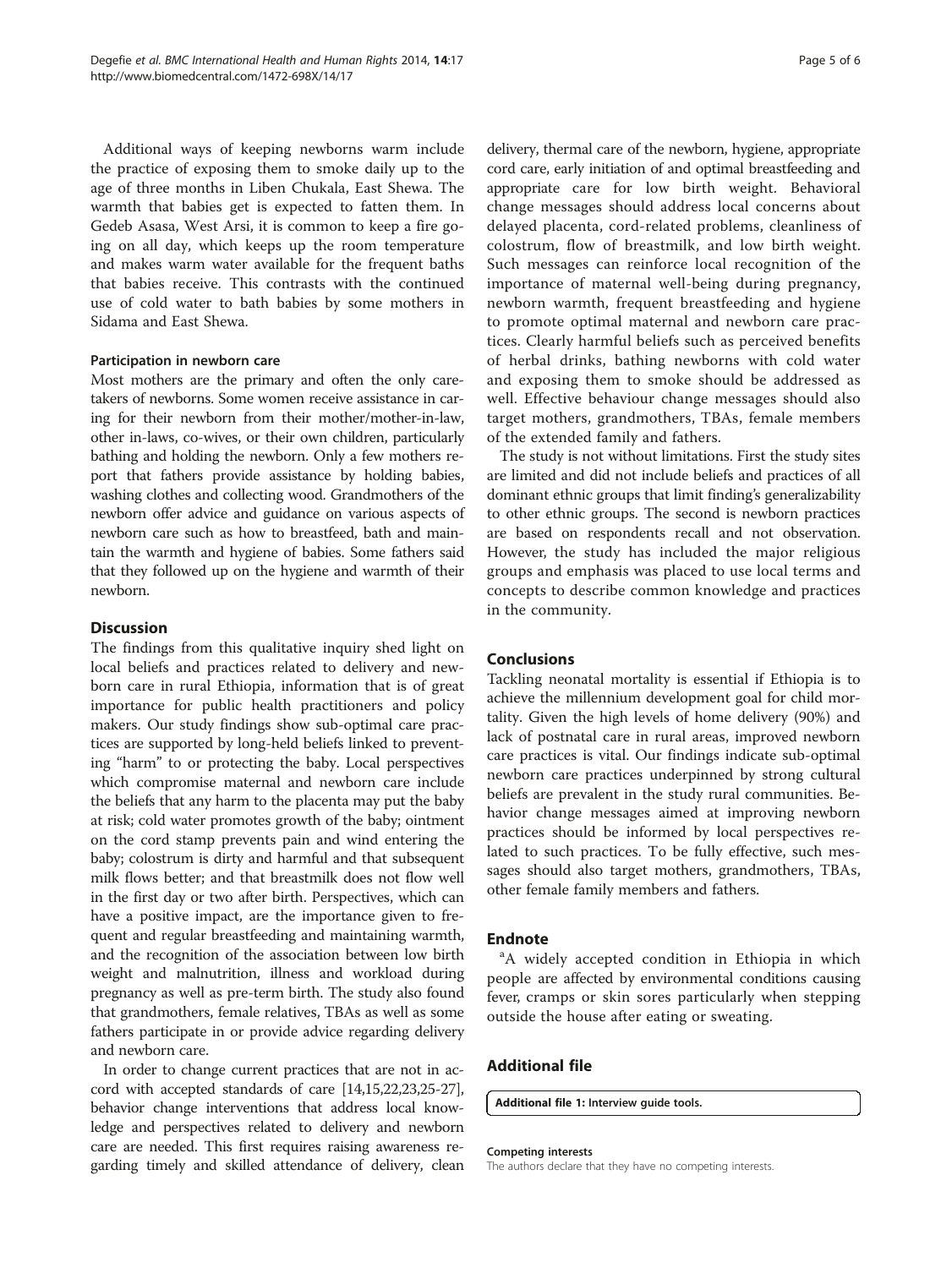Additional ways of keeping newborns warm include the practice of exposing them to smoke daily up to the age of three months in Liben Chukala, East Shewa. The warmth that babies get is expected to fatten them. In Gedeb Asasa, West Arsi, it is common to keep a fire going on all day, which keeps up the room temperature and makes warm water available for the frequent baths that babies receive. This contrasts with the continued use of cold water to bath babies by some mothers in Sidama and East Shewa.

#### Participation in newborn care

Most mothers are the primary and often the only caretakers of newborns. Some women receive assistance in caring for their newborn from their mother/mother-in-law, other in-laws, co-wives, or their own children, particularly bathing and holding the newborn. Only a few mothers report that fathers provide assistance by holding babies, washing clothes and collecting wood. Grandmothers of the newborn offer advice and guidance on various aspects of newborn care such as how to breastfeed, bath and maintain the warmth and hygiene of babies. Some fathers said that they followed up on the hygiene and warmth of their newborn.

## Discussion

The findings from this qualitative inquiry shed light on local beliefs and practices related to delivery and newborn care in rural Ethiopia, information that is of great importance for public health practitioners and policy makers. Our study findings show sub-optimal care practices are supported by long-held beliefs linked to preventing "harm" to or protecting the baby. Local perspectives which compromise maternal and newborn care include the beliefs that any harm to the placenta may put the baby at risk; cold water promotes growth of the baby; ointment on the cord stamp prevents pain and wind entering the baby; colostrum is dirty and harmful and that subsequent milk flows better; and that breastmilk does not flow well in the first day or two after birth. Perspectives, which can have a positive impact, are the importance given to frequent and regular breastfeeding and maintaining warmth, and the recognition of the association between low birth weight and malnutrition, illness and workload during pregnancy as well as pre-term birth. The study also found that grandmothers, female relatives, TBAs as well as some fathers participate in or provide advice regarding delivery and newborn care.

In order to change current practices that are not in accord with accepted standards of care [14,15,22,23,25-27], behavior change interventions that address local knowledge and perspectives related to delivery and newborn care are needed. This first requires raising awareness regarding timely and skilled attendance of delivery, clean delivery, thermal care of the newborn, hygiene, appropriate cord care, early initiation of and optimal breastfeeding and appropriate care for low birth weight. Behavioral change messages should address local concerns about delayed placenta, cord-related problems, cleanliness of colostrum, flow of breastmilk, and low birth weight. Such messages can reinforce local recognition of the importance of maternal well-being during pregnancy, newborn warmth, frequent breastfeeding and hygiene to promote optimal maternal and newborn care practices. Clearly harmful beliefs such as perceived benefits of herbal drinks, bathing newborns with cold water and exposing them to smoke should be addressed as well. Effective behaviour change messages should also target mothers, grandmothers, TBAs, female members of the extended family and fathers.

The study is not without limitations. First the study sites are limited and did not include beliefs and practices of all dominant ethnic groups that limit finding's generalizability to other ethnic groups. The second is newborn practices are based on respondents recall and not observation. However, the study has included the major religious groups and emphasis was placed to use local terms and concepts to describe common knowledge and practices in the community.

## Conclusions

Tackling neonatal mortality is essential if Ethiopia is to achieve the millennium development goal for child mortality. Given the high levels of home delivery (90%) and lack of postnatal care in rural areas, improved newborn care practices is vital. Our findings indicate sub-optimal newborn care practices underpinned by strong cultural beliefs are prevalent in the study rural communities. Behavior change messages aimed at improving newborn practices should be informed by local perspectives related to such practices. To be fully effective, such messages should also target mothers, grandmothers, TBAs, other female family members and fathers.

## Endnote

[a]A widely accepted condition in Ethiopia in which people are affected by environmental conditions causing fever, cramps or skin sores particularly when stepping outside the house after eating or sweating.

## Additional file

**Additional file 1:** Interview guide tools.

#### Competing interests

The authors declare that they have no competing interests.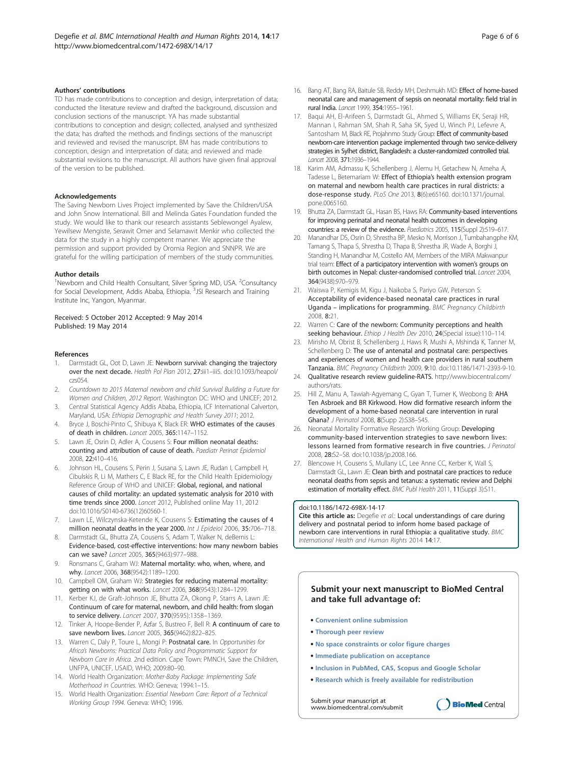### Authors' contributions

TD has made contributions to conception and design, interpretation of data; conducted the literature review and drafted the background, discussion and conclusion sections of the manuscript. YA has made substantial contributions to conception and design; collected, analysed and synthesized the data; has drafted the methods and findings sections of the manuscript and reviewed and revised the manuscript. BM has made contributions to conception, design and interpretation of data; and reviewed and made substantial revisions to the manuscript. All authors have given final approval of the version to be published.

### Acknowledgements

The Saving Newborn Lives Project implemented by Save the Children/USA and John Snow International. Bill and Melinda Gates Foundation funded the study. We would like to thank our research assistants Seblewongel Ayalew, Yewilsew Mengiste, Serawit Omer and Selamawit Menkir who collected the data for the study in a highly competent manner. We appreciate the permission and support provided by Oromia Region and SNNPR. We are grateful for the willing participation of members of the study communities.

### Author details

[1]Newborn and Child Health Consultant, Silver Spring MD, USA. [2]Consultancy for Social Development, Addis Ababa, Ethiopia. [3]JSI Research and Training Institute Inc, Yangon, Myanmar.

Received: 5 October 2012 Accepted: 9 May 2014
Published: 19 May 2014

### References

1. Darmstadt GL, Oot D, Lawn JE: **Newborn survival: changing the trajectory over the next decade.** *Health Pol Plan* 2012, **27:**iii1–iii5. doi:10.1093/heapol/czs054.
2. *Countdown to 2015 Maternal newborn and child Survival Building a Future for Women and Children, 2012 Report.* Washington DC: WHO and UNICEF; 2012.
3. Central Statistical Agency Addis Ababa, Ethiopia, ICF International Calverton, Maryland, USA: *Ethiopia Demographic and Health Survey 2011*; 2012.
4. Bryce J, Boschi-Pinto C, Shibuya K, Black ER: **WHO estimates of the causes of death in children.** *Lancet* 2005, **365:**1147–1152.
5. Lawn JE, Osrin D, Adler A, Cousens S: **Four million neonatal deaths: counting and attribution of cause of death.** *Paediatr Perinat Epidemiol* 2008, **22:**410–416.
6. Johnson HL, Cousens S, Perin J, Susana S, Lawn JE, Rudan I, Campbell H, Cibulskis R, Li M, Mathers C, E Black RE, for the Child Health Epidemiology Reference Group of WHO and UNICEF: **Global, regional, and national causes of child mortality: an updated systematic analysis for 2010 with time trends since 2000.** *Lancet* 2012, Published online May 11, 2012 doi:10.1016/S0140-6736(12)60560-1.
7. Lawn LE, Wilczynska-Ketende K, Cousens S: **Estimating the causes of 4 million neonatal deaths in the year 2000.** *Int J Epideiol* 2006, **35:**706–718.
8. Darmstadt GL, Bhutta ZA, Cousens S, Adam T, Walker N, deBernis L: **Evidence-based, cost-effective interventions: how many newborn babies can we save?** *Lancet* 2005, **365**(9463):977–988.
9. Ronsmans C, Graham WJ: **Maternal mortality: who, when, where, and why.** *Lancet* 2006, **368**(9542):1189–1200.
10. Campbell OM, Graham WJ: **Strategies for reducing maternal mortality: getting on with what works.** *Lancet* 2006, **368**(9543):1284–1299.
11. Kerber KJ, de Graft-Johnson JE, Bhutta ZA, Okong P, Starrs A, Lawn JE: **Continuum of care for maternal, newborn, and child health: from slogan to service delivery.** *Lancet* 2007, **370**(9595):1358–1369.
12. Tinker A, Hoope-Bender P, Azfar S, Bustreo F, Bell R: **A continuum of care to save newborn lives.** *Lancet* 2005, **365**(9462):822–825.
13. Warren C, Daly P, Toure L, Mongi P: **Postnatal care.** In *Opportunities for Africa's Newborns: Practical Data Policy and Programmatic Support for Newborn Care in Africa.* 2nd edition. Cape Town: PMNCH, Save the Children, UNFPA, UNICEF, USAID, WHO; 2009:80–90.
14. World Health Organization: *Mother-Baby Package: Implementing Safe Motherhood in Countries.* WHO: Geneva; 1994:1–15.
15. World Health Organization: *Essential Newborn Care: Report of a Technical Working Group 1994.* Geneva: WHO; 1996.
16. Bang AT, Bang RA, Baitule SB, Reddy MH, Deshmukh MD: **Effect of home-based neonatal care and management of sepsis on neonatal mortality: field trial in rural India.** *Lancet* 1999, **354:**1955–1961.
17. Baqui AH, El-Arifeen S, Darmstadt GL, Ahmed S, Williams EK, Seraji HR, Mannan I, Rahman SM, Shah R, Saha SK, Syed U, Winch PJ, Lefevre A, Santosham M, Black RE, Projahnmo Study Group: **Effect of community-based newborn-care intervention package implemented through two service-delivery strategies in Sylhet district, Bangladesh: a cluster-randomized controlled trial.** *Lancet* 2008, **371:**1936–1944.
18. Karim AM, Admassu K, Schellenberg J, Alemu H, Getachew N, Ameha A, Tadesse L, Betemariam W: **Effect of Ethiopia's health extension program on maternal and newborn health care practices in rural districts: a dose-response study.** *PLoS One* 2013, **8**(6):e65160. doi:10.1371/journal.pone.0065160.
19. Bhutta ZA, Darmstadt GL, Hasan BS, Haws RA: **Community-based interventions for improving perinatal and neonatal health outcomes in developing countries: a review of the evidence.** *Paediatrics* 2005, **115**(Suppl 2):519–617.
20. Manandhar DS, Osrin D, Shrestha BP, Mesko N, Morrison J, Tumbahangphe KM, Tamang S, Thapa S, Shrestha D, Thapa B, Shrestha JR, Wade A, Borghi J, Standing H, Manandhar M, Costello AM, Members of the MIRA Makwanpur trial team: **Effect of a participatory intervention with women's groups on birth outcomes in Nepal: cluster-randomised controlled trial.** *Lancet* 2004, **364**(9438):970–979.
21. Waiswa P, Kemigis M, Kigu J, Naikoba S, Pariyo GW, Peterson S: **Acceptability of evidence-based neonatal care practices in rural Uganda – implications for programming.** *BMC Pregnancy Childbirth* 2008, **8:**21.
22. Warren C: **Care of the newborn: Community perceptions and health seeking behaviour.** *Ethiop J Health Dev* 2010, **24**(Special issue):110–114.
23. Mirisho M, Obrist B, Schellenberg J, Haws R, Mushi A, Mshinda K, Tanner M, Schellenberg D: **The use of antenatal and postnatal care: perspectives and experiences of women and health care providers in rural southern Tanzania.** *BMC Pregnancy Childbirth* 2009, **9:**10. doi:10.1186/1471-2393-9-10.
24. **Qualitative research review guideline-RATS.** http://www.biocentral.com/authors/rats.
25. Hill Z, Manu A, Tawiah-Agyemang C, Gyan T, Turner K, Weobong B: **AHA Ten Asbroek and BR Kirkwood. How did formative research inform the development of a home-based neonatal care intervention in rural Ghana?** *J Perinatol* 2008, **8**(Supp 2):S38–S45.
26. Neonatal Mortality Formative Research Working Group: **Developing community-based intervention strategies to save newborn lives: lessons learned from formative research in five countries.** *J Perinatol* 2008, **28:**S2–S8. doi:10.1038/jp.2008.166.
27. Blencowe H, Cousens S, Mullany LC, Lee Anne CC, Kerber K, Wall S, Darmstadt GL, Lawn JE: **Clean birth and postnatal care practices to reduce neonatal deaths from sepsis and tetanus: a systematic review and Delphi estimation of mortality effect.** *BMC Publ Health* 2011, **11**(Suppl 3):S11.

doi:10.1186/1472-698X-14-17

**Cite this article as:** Degefie *et al.*: Local understandings of care during delivery and postnatal period to inform home based package of newborn care interventions in rural Ethiopia: a qualitative study. *BMC International Health and Human Rights* 2014 **14**:17.

**Submit your next manuscript to BioMed Central and take full advantage of:**

- **Convenient online submission**
- **Thorough peer review**
- **No space constraints or color figure charges**
- **Immediate publication on acceptance**
- **Inclusion in PubMed, CAS, Scopus and Google Scholar**
- **Research which is freely available for redistribution**

Submit your manuscript at
www.biomedcentral.com/submit

BioMed Central